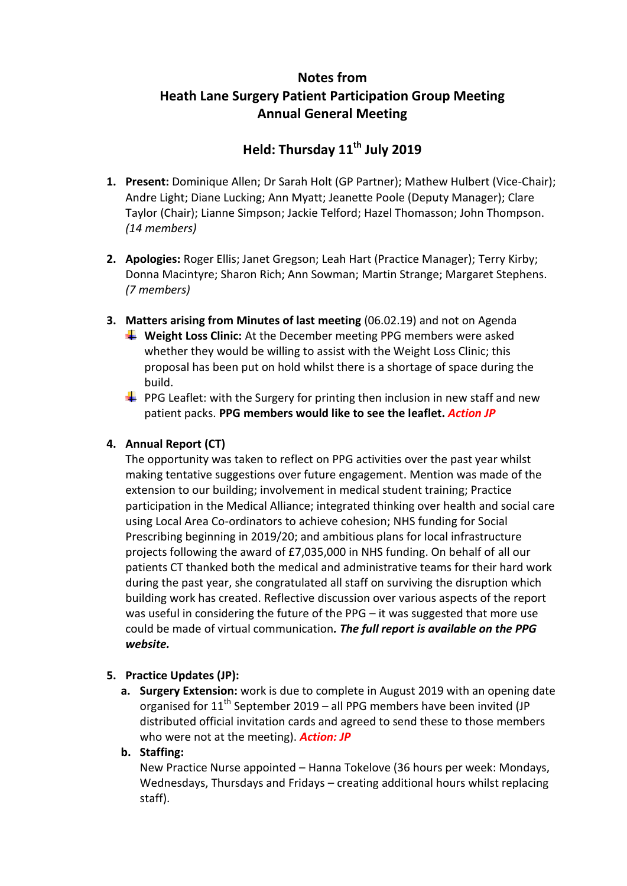# Notes from
# Heath Lane Surgery Patient Participation Group Meeting
# Annual General Meeting

## Held: Thursday 11th July 2019

1. **Present:** Dominique Allen; Dr Sarah Holt (GP Partner); Mathew Hulbert (Vice-Chair); Andre Light; Diane Lucking; Ann Myatt; Jeanette Poole (Deputy Manager); Clare Taylor (Chair); Lianne Simpson; Jackie Telford; Hazel Thomasson; John Thompson. *(14 members)*

2. **Apologies:** Roger Ellis; Janet Gregson; Leah Hart (Practice Manager); Terry Kirby; Donna Macintyre; Sharon Rich; Ann Sowman; Martin Strange; Margaret Stephens. *(7 members)*

3. **Matters arising from Minutes of last meeting** (06.02.19) and not on Agenda
   - **Weight Loss Clinic:** At the December meeting PPG members were asked whether they would be willing to assist with the Weight Loss Clinic; this proposal has been put on hold whilst there is a shortage of space during the build.
   - PPG Leaflet: with the Surgery for printing then inclusion in new staff and new patient packs. **PPG members would like to see the leaflet.** ***Action JP***

4. **Annual Report (CT)**
   The opportunity was taken to reflect on PPG activities over the past year whilst making tentative suggestions over future engagement. Mention was made of the extension to our building; involvement in medical student training; Practice participation in the Medical Alliance; integrated thinking over health and social care using Local Area Co-ordinators to achieve cohesion; NHS funding for Social Prescribing beginning in 2019/20; and ambitious plans for local infrastructure projects following the award of £7,035,000 in NHS funding. On behalf of all our patients CT thanked both the medical and administrative teams for their hard work during the past year, she congratulated all staff on surviving the disruption which building work has created. Reflective discussion over various aspects of the report was useful in considering the future of the PPG – it was suggested that more use could be made of virtual communication***. The full report is available on the PPG website.***

5. **Practice Updates (JP):**
   a. **Surgery Extension:** work is due to complete in August 2019 with an opening date organised for 11th September 2019 – all PPG members have been invited (JP distributed official invitation cards and agreed to send these to those members who were not at the meeting). ***Action: JP***
   b. **Staffing:**
   New Practice Nurse appointed – Hanna Tokelove (36 hours per week: Mondays, Wednesdays, Thursdays and Fridays – creating additional hours whilst replacing staff).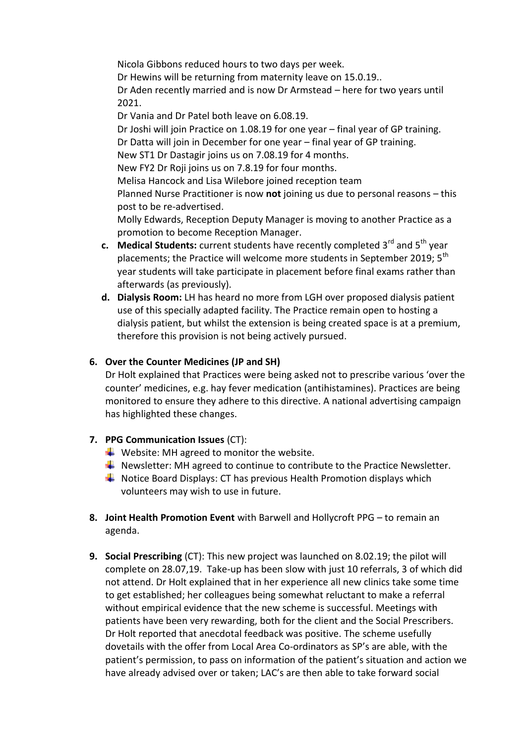Nicola Gibbons reduced hours to two days per week.
Dr Hewins will be returning from maternity leave on 15.0.19..
Dr Aden recently married and is now Dr Armstead – here for two years until 2021.
Dr Vania and Dr Patel both leave on 6.08.19.
Dr Joshi will join Practice on 1.08.19 for one year – final year of GP training.
Dr Datta will join in December for one year – final year of GP training.
New ST1 Dr Dastagir joins us on 7.08.19 for 4 months.
New FY2 Dr Roji joins us on 7.8.19 for four months.
Melisa Hancock and Lisa Wilebore joined reception team
Planned Nurse Practitioner is now **not** joining us due to personal reasons – this post to be re-advertised.
Molly Edwards, Reception Deputy Manager is moving to another Practice as a promotion to become Reception Manager.

c. **Medical Students:** current students have recently completed 3rd and 5th year placements; the Practice will welcome more students in September 2019; 5th year students will take participate in placement before final exams rather than afterwards (as previously).

d. **Dialysis Room:** LH has heard no more from LGH over proposed dialysis patient use of this specially adapted facility. The Practice remain open to hosting a dialysis patient, but whilst the extension is being created space is at a premium, therefore this provision is not being actively pursued.

**6. Over the Counter Medicines (JP and SH)**

Dr Holt explained that Practices were being asked not to prescribe various 'over the counter' medicines, e.g. hay fever medication (antihistamines). Practices are being monitored to ensure they adhere to this directive. A national advertising campaign has highlighted these changes.

**7. PPG Communication Issues** (CT):

- Website: MH agreed to monitor the website.
- Newsletter: MH agreed to continue to contribute to the Practice Newsletter.
- Notice Board Displays: CT has previous Health Promotion displays which volunteers may wish to use in future.

**8. Joint Health Promotion Event** with Barwell and Hollycroft PPG – to remain an agenda.

**9. Social Prescribing** (CT): This new project was launched on 8.02.19; the pilot will complete on 28.07,19. Take-up has been slow with just 10 referrals, 3 of which did not attend. Dr Holt explained that in her experience all new clinics take some time to get established; her colleagues being somewhat reluctant to make a referral without empirical evidence that the new scheme is successful. Meetings with patients have been very rewarding, both for the client and the Social Prescribers. Dr Holt reported that anecdotal feedback was positive. The scheme usefully dovetails with the offer from Local Area Co-ordinators as SP's are able, with the patient's permission, to pass on information of the patient's situation and action we have already advised over or taken; LAC's are then able to take forward social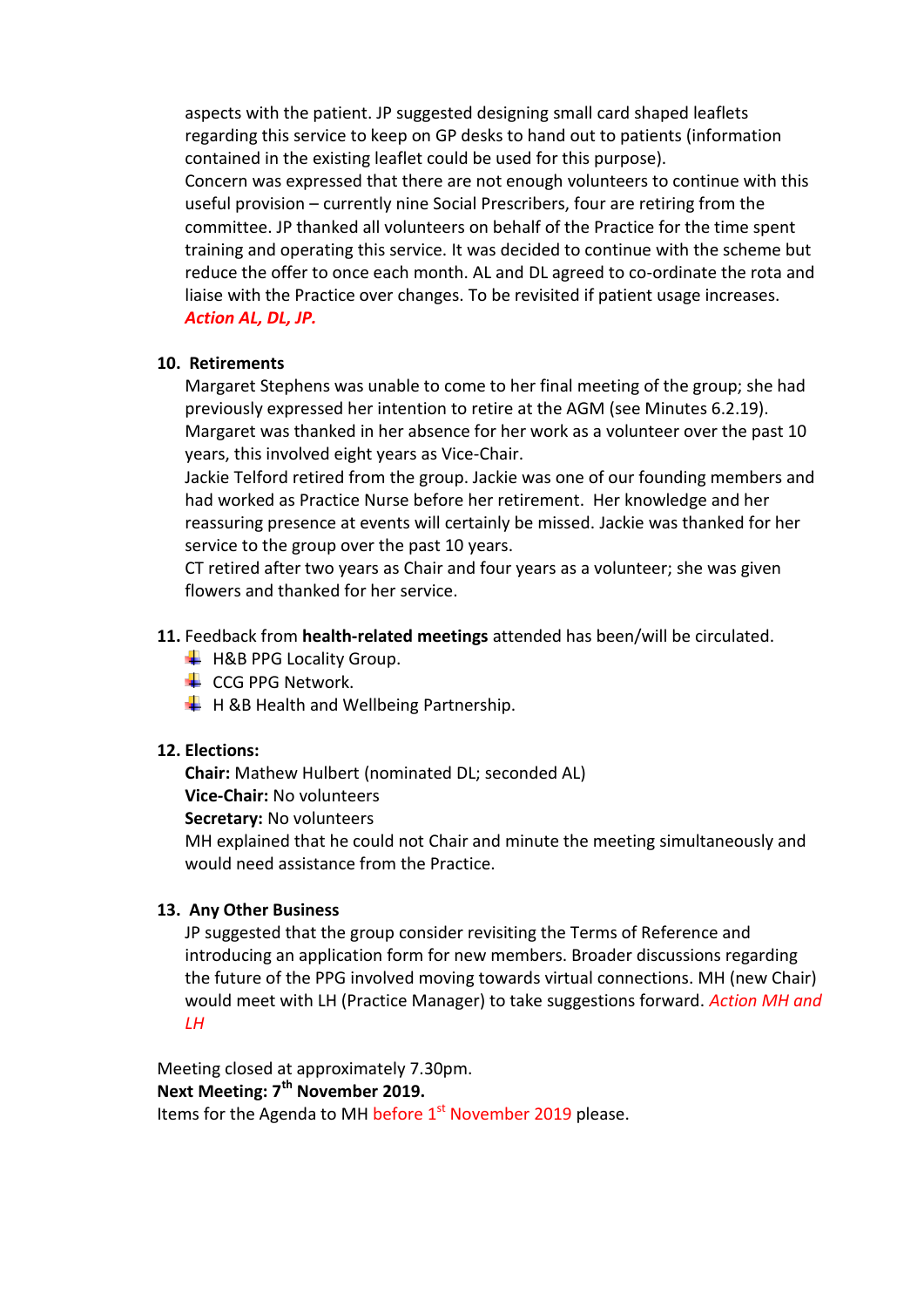aspects with the patient. JP suggested designing small card shaped leaflets regarding this service to keep on GP desks to hand out to patients (information contained in the existing leaflet could be used for this purpose).
Concern was expressed that there are not enough volunteers to continue with this useful provision – currently nine Social Prescribers, four are retiring from the committee. JP thanked all volunteers on behalf of the Practice for the time spent training and operating this service. It was decided to continue with the scheme but reduce the offer to once each month. AL and DL agreed to co-ordinate the rota and liaise with the Practice over changes. To be revisited if patient usage increases. ***Action AL, DL, JP.***

**10. Retirements**

Margaret Stephens was unable to come to her final meeting of the group; she had previously expressed her intention to retire at the AGM (see Minutes 6.2.19). Margaret was thanked in her absence for her work as a volunteer over the past 10 years, this involved eight years as Vice-Chair.
Jackie Telford retired from the group. Jackie was one of our founding members and had worked as Practice Nurse before her retirement. Her knowledge and her reassuring presence at events will certainly be missed. Jackie was thanked for her service to the group over the past 10 years.
CT retired after two years as Chair and four years as a volunteer; she was given flowers and thanked for her service.

**11.** Feedback from **health-related meetings** attended has been/will be circulated.

- H&B PPG Locality Group.
- CCG PPG Network.
- H &B Health and Wellbeing Partnership.

**12. Elections:**

**Chair:** Mathew Hulbert (nominated DL; seconded AL)
**Vice-Chair:** No volunteers
**Secretary:** No volunteers
MH explained that he could not Chair and minute the meeting simultaneously and would need assistance from the Practice.

**13. Any Other Business**

JP suggested that the group consider revisiting the Terms of Reference and introducing an application form for new members. Broader discussions regarding the future of the PPG involved moving towards virtual connections. MH (new Chair) would meet with LH (Practice Manager) to take suggestions forward. *Action MH and LH*

Meeting closed at approximately 7.30pm.
**Next Meeting: 7th November 2019.**
Items for the Agenda to MH before 1st November 2019 please.